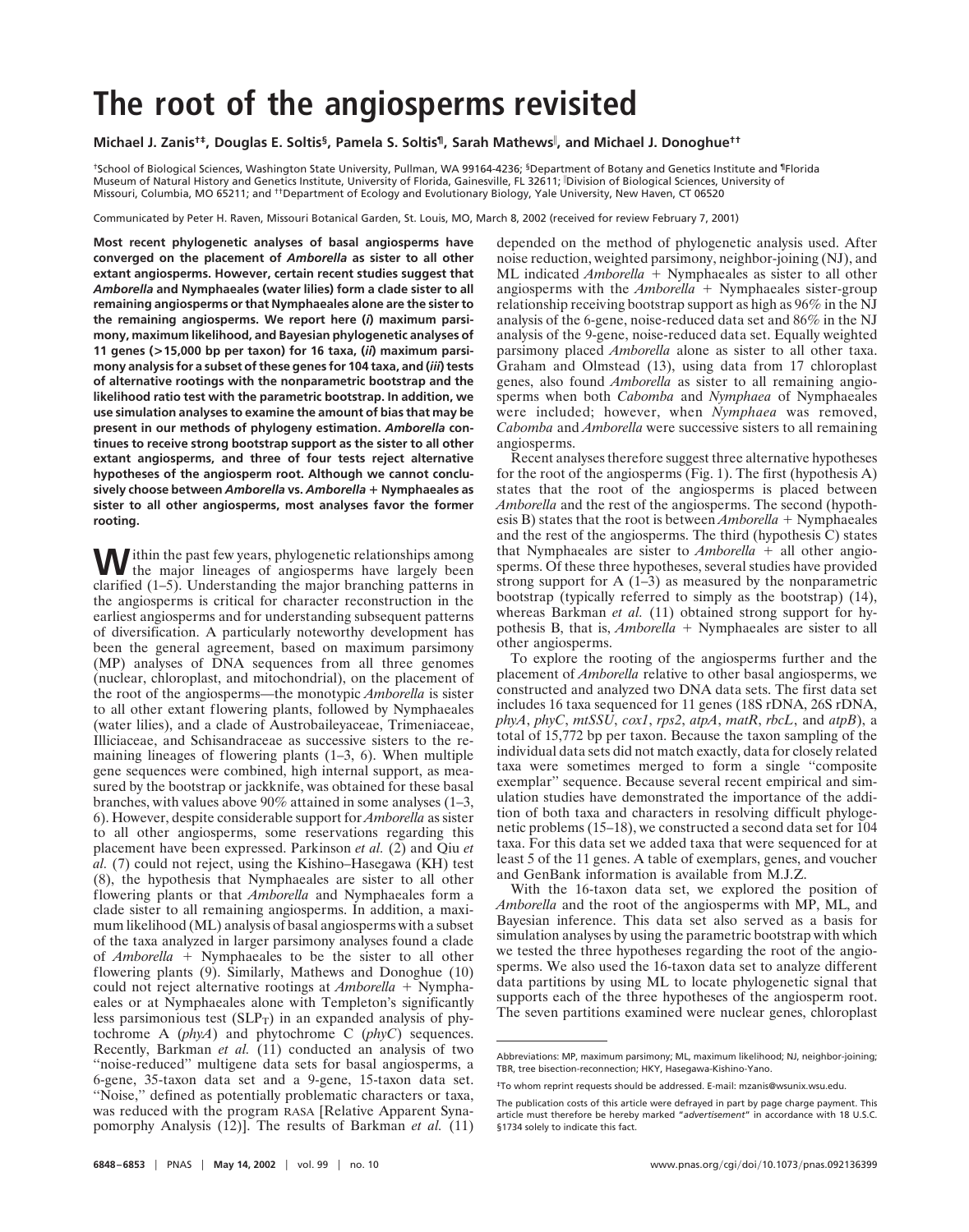# The root of the angiosperms revisited

**Michael J. Zanis[†‡], Douglas E. Soltis[§], Pamela S. Soltis[¶], Sarah Mathews[‖], and Michael J. Donoghue[††]**

[†]School of Biological Sciences, Washington State University, Pullman, WA 99164-4236; [§]Department of Botany and Genetics Institute and [¶]Florida Museum of Natural History and Genetics Institute, University of Florida, Gainesville, FL 32611; [‖]Division of Biological Sciences, University of Missouri, Columbia, MO 65211; and [††]Department of Ecology and Evolutionary Biology, Yale University, New Haven, CT 06520

Communicated by Peter H. Raven, Missouri Botanical Garden, St. Louis, MO, March 8, 2002 (received for review February 7, 2001)

**Most recent phylogenetic analyses of basal angiosperms have converged on the placement of *Amborella* as sister to all other extant angiosperms. However, certain recent studies suggest that *Amborella* and Nymphaeales (water lilies) form a clade sister to all remaining angiosperms or that Nymphaeales alone are the sister to the remaining angiosperms. We report here (*i*) maximum parsimony, maximum likelihood, and Bayesian phylogenetic analyses of 11 genes (>15,000 bp per taxon) for 16 taxa, (*ii*) maximum parsimony analysis for a subset of these genes for 104 taxa, and (*iii*) tests of alternative rootings with the nonparametric bootstrap and the likelihood ratio test with the parametric bootstrap. In addition, we use simulation analyses to examine the amount of bias that may be present in our methods of phylogeny estimation. *Amborella* continues to receive strong bootstrap support as the sister to all other extant angiosperms, and three of four tests reject alternative hypotheses of the angiosperm root. Although we cannot conclusively choose between *Amborella* vs. *Amborella* + Nymphaeales as sister to all other angiosperms, most analyses favor the former rooting.**

Within the past few years, phylogenetic relationships among the major lineages of angiosperms have largely been clarified (1–5). Understanding the major branching patterns in the angiosperms is critical for character reconstruction in the earliest angiosperms and for understanding subsequent patterns of diversification. A particularly noteworthy development has been the general agreement, based on maximum parsimony (MP) analyses of DNA sequences from all three genomes (nuclear, chloroplast, and mitochondrial), on the placement of the root of the angiosperms—the monotypic *Amborella* is sister to all other extant flowering plants, followed by Nymphaeales (water lilies), and a clade of Austrobaileyaceae, Trimeniaceae, Illiciaceae, and Schisandraceae as successive sisters to the remaining lineages of flowering plants (1–3, 6). When multiple gene sequences were combined, high internal support, as measured by the bootstrap or jackknife, was obtained for these basal branches, with values above 90% attained in some analyses (1–3, 6). However, despite considerable support for *Amborella* as sister to all other angiosperms, some reservations regarding this placement have been expressed. Parkinson *et al.* (2) and Qiu *et al.* (7) could not reject, using the Kishino–Hasegawa (KH) test (8), the hypothesis that Nymphaeales are sister to all other flowering plants or that *Amborella* and Nymphaeales form a clade sister to all remaining angiosperms. In addition, a maximum likelihood (ML) analysis of basal angiosperms with a subset of the taxa analyzed in larger parsimony analyses found a clade of *Amborella* + Nymphaeales to be the sister to all other flowering plants (9). Similarly, Mathews and Donoghue (10) could not reject alternative rootings at *Amborella* + Nymphaeales or at Nymphaeales alone with Templeton's significantly less parsimonious test ($SLP_T$) in an expanded analysis of phytochrome A (*phyA*) and phytochrome C (*phyC*) sequences. Recently, Barkman *et al.* (11) conducted an analysis of two "noise-reduced" multigene data sets for basal angiosperms, a 6-gene, 35-taxon data set and a 9-gene, 15-taxon data set. "Noise," defined as potentially problematic characters or taxa, was reduced with the program RASA [Relative Apparent Synapomorphy Analysis (12)]. The results of Barkman *et al.* (11) depended on the method of phylogenetic analysis used. After noise reduction, weighted parsimony, neighbor-joining (NJ), and ML indicated *Amborella* + Nymphaeales as sister to all other angiosperms with the *Amborella* + Nymphaeales sister-group relationship receiving bootstrap support as high as 96% in the NJ analysis of the 6-gene, noise-reduced data set and 86% in the NJ analysis of the 9-gene, noise-reduced data set. Equally weighted parsimony placed *Amborella* alone as sister to all other taxa. Graham and Olmstead (13), using data from 17 chloroplast genes, also found *Amborella* as sister to all remaining angiosperms when both *Cabomba* and *Nymphaea* of Nymphaeales were included; however, when *Nymphaea* was removed, *Cabomba* and *Amborella* were successive sisters to all remaining angiosperms.

Recent analyses therefore suggest three alternative hypotheses for the root of the angiosperms (Fig. 1). The first (hypothesis A) states that the root of the angiosperms is placed between *Amborella* and the rest of the angiosperms. The second (hypothesis B) states that the root is between *Amborella* + Nymphaeales and the rest of the angiosperms. The third (hypothesis C) states that Nymphaeales are sister to *Amborella* + all other angiosperms. Of these three hypotheses, several studies have provided strong support for A (1–3) as measured by the nonparametric bootstrap (typically referred to as simply as the bootstrap) (14), whereas Barkman *et al.* (11) obtained strong support for hypothesis B, that is, *Amborella* + Nymphaeales are sister to all other angiosperms.

To explore the rooting of the angiosperms further and the placement of *Amborella* relative to other basal angiosperms, we constructed and analyzed two DNA data sets. The first data set includes 16 taxa sequenced for 11 genes (18S rDNA, 26S rDNA, *phyA*, *phyC*, *mtSSU*, *cox1*, *rps2*, *atpA*, *matR*, *rbcL*, and *atpB*), a total of 15,772 bp per taxon. Because the taxon sampling of the individual data sets did not match exactly, data for closely related taxa were sometimes merged to form a single "composite exemplar" sequence. Because several recent empirical and simulation studies have demonstrated the importance of the addition of both taxa and characters in resolving difficult phylogenetic problems (15–18), we constructed a second data set for 104 taxa. For this data set we added taxa that were sequenced for at least 5 of the 11 genes. A table of exemplars, genes, and voucher and GenBank information is available from M.J.Z.

With the 16-taxon data set, we explored the position of *Amborella* and the root of the angiosperms with MP, ML, and Bayesian inference. This data set also served as a basis for simulation analyses by using the parametric bootstrap with which we tested the three hypotheses regarding the root of the angiosperms. We also used the 16-taxon data set to analyze different data partitions by using ML to locate phylogenetic signal that supports each of the three hypotheses of the angiosperm root. The seven partitions examined were nuclear genes, chloroplast

---

Abbreviations: MP, maximum parsimony; ML, maximum likelihood; NJ, neighbor-joining; TBR, tree bisection-reconnection; HKY, Hasegawa-Kishino-Yano.

[‡]To whom reprint requests should be addressed. E-mail: mzanis@wsunix.wsu.edu.

The publication costs of this article were defrayed in part by page charge payment. This article must therefore be hereby marked "*advertisement*" in accordance with 18 U.S.C. §1734 solely to indicate this fact.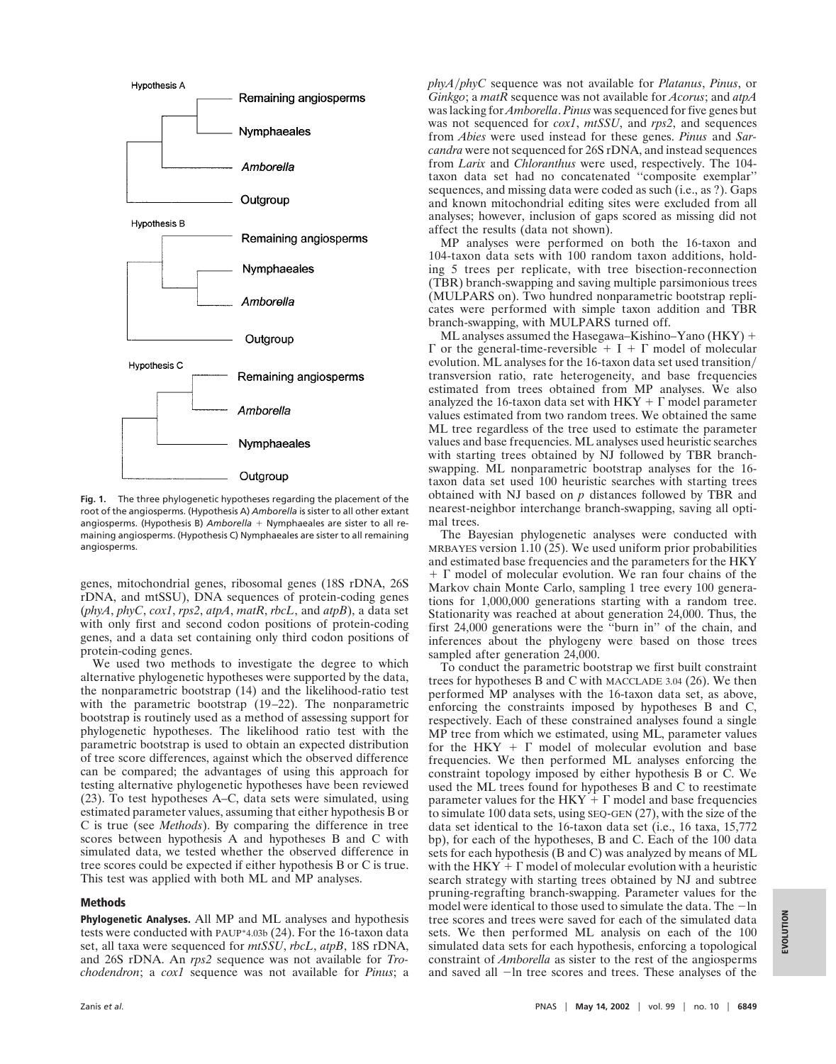Hypothesis A

Remaining angiosperms

Nymphaeales

*Amborella*

Outgroup

Hypothesis B

Remaining angiosperms

Nymphaeales

*Amborella*

Outgroup

Hypothesis C

Remaining angiosperms

*Amborella*

Nymphaeales

Outgroup

**Fig. 1.** The three phylogenetic hypotheses regarding the placement of the root of the angiosperms. (Hypothesis A) *Amborella* is sister to all other extant angiosperms. (Hypothesis B) *Amborella* + Nymphaeales are sister to all remaining angiosperms. (Hypothesis C) Nymphaeales are sister to all remaining angiosperms.

genes, mitochondrial genes, ribosomal genes (18S rDNA, 26S rDNA, and mtSSU), DNA sequences of protein-coding genes (*phyA*, *phyC*, *cox1*, *rps2*, *atpA*, *matR*, *rbcL*, and *atpB*), a data set with only first and second codon positions of protein-coding genes, and a data set containing only third codon positions of protein-coding genes.

We used two methods to investigate the degree to which alternative phylogenetic hypotheses were supported by the data, the nonparametric bootstrap (14) and the likelihood-ratio test with the parametric bootstrap (19–22). The nonparametric bootstrap is routinely used as a method of assessing support for phylogenetic hypotheses. The likelihood ratio test with the parametric bootstrap is used to obtain an expected distribution of tree score differences, against which the observed difference can be compared; the advantages of using this approach for testing alternative phylogenetic hypotheses have been reviewed (23). To test hypotheses A–C, data sets were simulated, using estimated parameter values, assuming that either hypothesis B or C is true (see *Methods*). By comparing the difference in tree scores between hypothesis A and hypotheses B and C with simulated data, we tested whether the observed difference in tree scores could be expected if either hypothesis B or C is true. This test was applied with both ML and MP analyses.

## Methods

**Phylogenetic Analyses.** All MP and ML analyses and hypothesis tests were conducted with PAUP*4.03b (24). For the 16-taxon data set, all taxa were sequenced for *mtSSU*, *rbcL*, *atpB*, 18S rDNA, and 26S rDNA. An *rps2* sequence was not available for *Trochodendron*; a *cox1* sequence was not available for *Pinus*; a *phyA*/*phyC* sequence was not available for *Platanus*, *Pinus*, or *Ginkgo*; a *matR* sequence was not available for *Acorus*; and *atpA* was lacking for *Amborella*. *Pinus* was sequenced for five genes but was not sequenced for *cox1*, *mtSSU*, and *rps2*, and sequences from *Abies* were used instead for these genes. *Pinus* and *Sarcandra* were not sequenced for 26S rDNA, and instead sequences from *Larix* and *Chloranthus* were used, respectively. The 104-taxon data set had no concatenated "composite exemplar" sequences, and missing data were coded as such (i.e., as ?). Gaps and known mitochondrial editing sites were excluded from all analyses; however, inclusion of gaps scored as missing did not affect the results (data not shown).

MP analyses were performed on both the 16-taxon and 104-taxon data sets with 100 random taxon additions, holding 5 trees per replicate, with tree bisection-reconnection (TBR) branch-swapping and saving multiple parsimonious trees (MULPARS on). Two hundred nonparametric bootstrap replicates were performed with simple taxon addition and TBR branch-swapping, with MULPARS turned off.

ML analyses assumed the Hasegawa–Kishino–Yano (HKY) + $\Gamma$ or the general-time-reversible + I + $\Gamma$ model of molecular evolution. ML analyses for the 16-taxon data set used transition/transversion ratio, rate heterogeneity, and base frequencies estimated from trees obtained from MP analyses. We also analyzed the 16-taxon data set with HKY + $\Gamma$ model parameter values estimated from two random trees. We obtained the same ML tree regardless of the tree used to estimate the parameter values and base frequencies. ML analyses used heuristic searches with starting trees obtained by NJ followed by TBR branch-swapping. ML nonparametric bootstrap analyses for the 16-taxon data set used 100 heuristic searches with starting trees obtained with NJ based on *p* distances followed by TBR and nearest-neighbor interchange branch-swapping, saving all optimal trees.

The Bayesian phylogenetic analyses were conducted with MRBAYES version 1.10 (25). We used uniform prior probabilities and estimated base frequencies and the parameters for the HKY + $\Gamma$ model of molecular evolution. We ran four chains of the Markov chain Monte Carlo, sampling 1 tree every 100 generations for 1,000,000 generations starting with a random tree. Stationarity was reached at about generation 24,000. Thus, the first 24,000 generations were the "burn in" of the chain, and inferences about the phylogeny were based on those trees sampled after generation 24,000.

To conduct the parametric bootstrap we first built constraint trees for hypotheses B and C with MACCLADE 3.04 (26). We then performed MP analyses with the 16-taxon data set, as above, enforcing the constraints imposed by hypotheses B and C, respectively. Each of these constrained analyses found a single MP tree from which we estimated, using ML, parameter values for the HKY + $\Gamma$ model of molecular evolution and base frequencies. We then performed ML analyses enforcing the constraint topology imposed by either hypothesis B or C. We used the ML trees found for hypotheses B and C to reestimate parameter values for the HKY + $\Gamma$ model and base frequencies to simulate 100 data sets, using SEQ-GEN (27), with the size of the data set identical to the 16-taxon data set (i.e., 16 taxa, 15,772 bp), for each of the hypotheses, B and C. Each of the 100 data sets for each hypothesis (B and C) was analyzed by means of ML with the HKY + $\Gamma$ model of molecular evolution with a heuristic search strategy with starting trees obtained by NJ and subtree pruning-regrafting branch-swapping. Parameter values for the model were identical to those used to simulate the data. The $-\ln$ tree scores and trees were saved for each of the simulated data sets. We then performed ML analysis on each of the 100 simulated data sets for each hypothesis, enforcing a topological constraint of *Amborella* as sister to the rest of the angiosperms and saved all $-\ln$ tree scores and trees. These analyses of the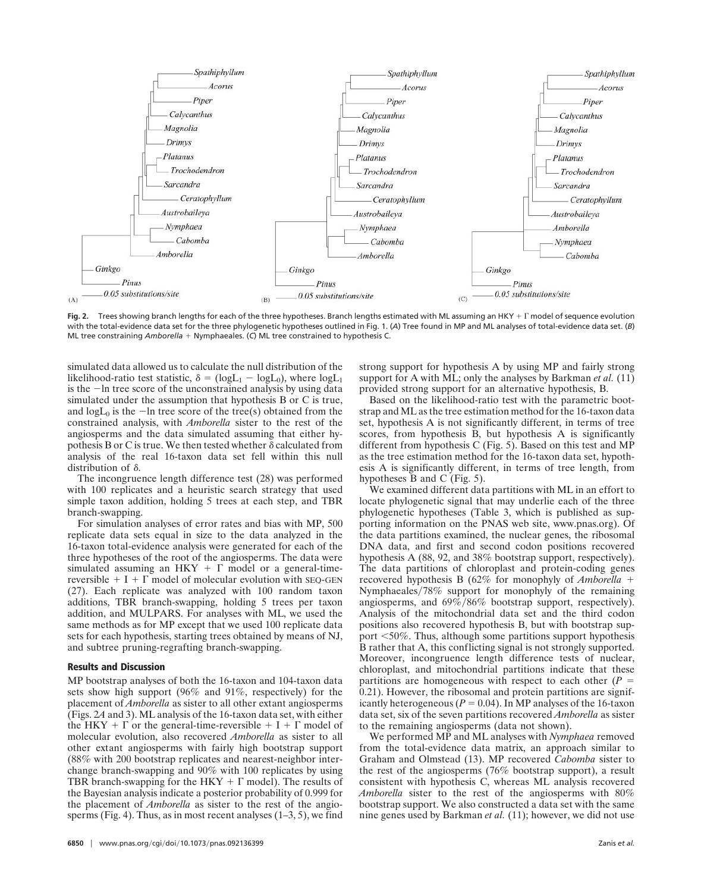**Fig. 2.** Trees showing branch lengths for each of the three hypotheses. Branch lengths estimated with ML assuming an HKY + Γ model of sequence evolution with the total-evidence data set for the three phylogenetic hypotheses outlined in Fig. 1. (*A*) Tree found in MP and ML analyses of total-evidence data set. (*B*) ML tree constraining *Amborella* + Nymphaeales. (*C*) ML tree constrained to hypothesis C.

simulated data allowed us to calculate the null distribution of the likelihood-ratio test statistic, $\delta = (\log L_1 - \log L_0)$, where $\log L_1$ is the $-\ln$ tree score of the unconstrained analysis by using data simulated under the assumption that hypothesis B or C is true, and $\log L_0$ is the $-\ln$ tree score of the tree(s) obtained from the constrained analysis, with *Amborella* sister to the rest of the angiosperms and the data simulated assuming that either hypothesis B or C is true. We then tested whether δ calculated from analysis of the real 16-taxon data set fell within this null distribution of δ.

The incongruence length difference test (28) was performed with 100 replicates and a heuristic search strategy that used simple taxon addition, holding 5 trees at each step, and TBR branch-swapping.

For simulation analyses of error rates and bias with MP, 500 replicate data sets equal in size to the data analyzed in the 16-taxon total-evidence analysis were generated for each of the three hypotheses of the root of the angiosperms. The data were simulated assuming an HKY + Γ model or a general-time-reversible + I + Γ model of molecular evolution with SEQ-GEN (27). Each replicate was analyzed with 100 random taxon additions, TBR branch-swapping, holding 5 trees per taxon addition, and MULPARS. For analyses with ML, we used the same methods as for MP except that we used 100 replicate data sets for each hypothesis, starting trees obtained by means of NJ, and subtree pruning-regrafting branch-swapping.

## Results and Discussion

MP bootstrap analyses of both the 16-taxon and 104-taxon data sets show high support (96% and 91%, respectively) for the placement of *Amborella* as sister to all other extant angiosperms (Figs. 2*A* and 3). ML analysis of the 16-taxon data set, with either the HKY + Γ or the general-time-reversible + I + Γ model of molecular evolution, also recovered *Amborella* as sister to all other extant angiosperms with fairly high bootstrap support (88% with 200 bootstrap replicates and nearest-neighbor interchange branch-swapping and 90% with 100 replicates by using TBR branch-swapping for the HKY + Γ model). The results of the Bayesian analysis indicate a posterior probability of 0.999 for the placement of *Amborella* as sister to the rest of the angiosperms (Fig. 4). Thus, as in most recent analyses (1–3, 5), we find strong support for hypothesis A by using MP and fairly strong support for A with ML; only the analyses by Barkman *et al.* (11) provided strong support for an alternative hypothesis, B.

Based on the likelihood-ratio test with the parametric bootstrap and ML as the tree estimation method for the 16-taxon data set, hypothesis A is not significantly different, in terms of tree scores, from hypothesis B, but hypothesis A is significantly different from hypothesis C (Fig. 5). Based on this test and MP as the tree estimation method for the 16-taxon data set, hypothesis A is significantly different, in terms of tree length, from hypotheses B and C (Fig. 5).

We examined different data partitions with ML in an effort to locate phylogenetic signal that may underlie each of the three phylogenetic hypotheses (Table 3, which is published as supporting information on the PNAS web site, www.pnas.org). Of the data partitions examined, the nuclear genes, the ribosomal DNA data, and first and second codon positions recovered hypothesis A (88, 92, and 38% bootstrap support, respectively). The data partitions of chloroplast and protein-coding genes recovered hypothesis B (62% for monophyly of *Amborella* + Nymphaeales/78% support for monophyly of the remaining angiosperms, and 69%/86% bootstrap support, respectively). Analysis of the mitochondrial data set and the third codon positions also recovered hypothesis B, but with bootstrap support <50%. Thus, although some partitions support hypothesis B rather that A, this conflicting signal is not strongly supported. Moreover, incongruence length difference tests of nuclear, chloroplast, and mitochondrial partitions indicate that these partitions are homogeneous with respect to each other ($P$ = 0.21). However, the ribosomal and protein partitions are significantly heterogeneous ($P$ = 0.04). In MP analyses of the 16-taxon data set, six of the seven partitions recovered *Amborella* as sister to the remaining angiosperms (data not shown).

We performed MP and ML analyses with *Nymphaea* removed from the total-evidence data matrix, an approach similar to Graham and Olmstead (13). MP recovered *Cabomba* sister to the rest of the angiosperms (76% bootstrap support), a result consistent with hypothesis C, whereas ML analysis recovered *Amborella* sister to the rest of the angiosperms with 80% bootstrap support. We also constructed a data set with the same nine genes used by Barkman *et al.* (11); however, we did not use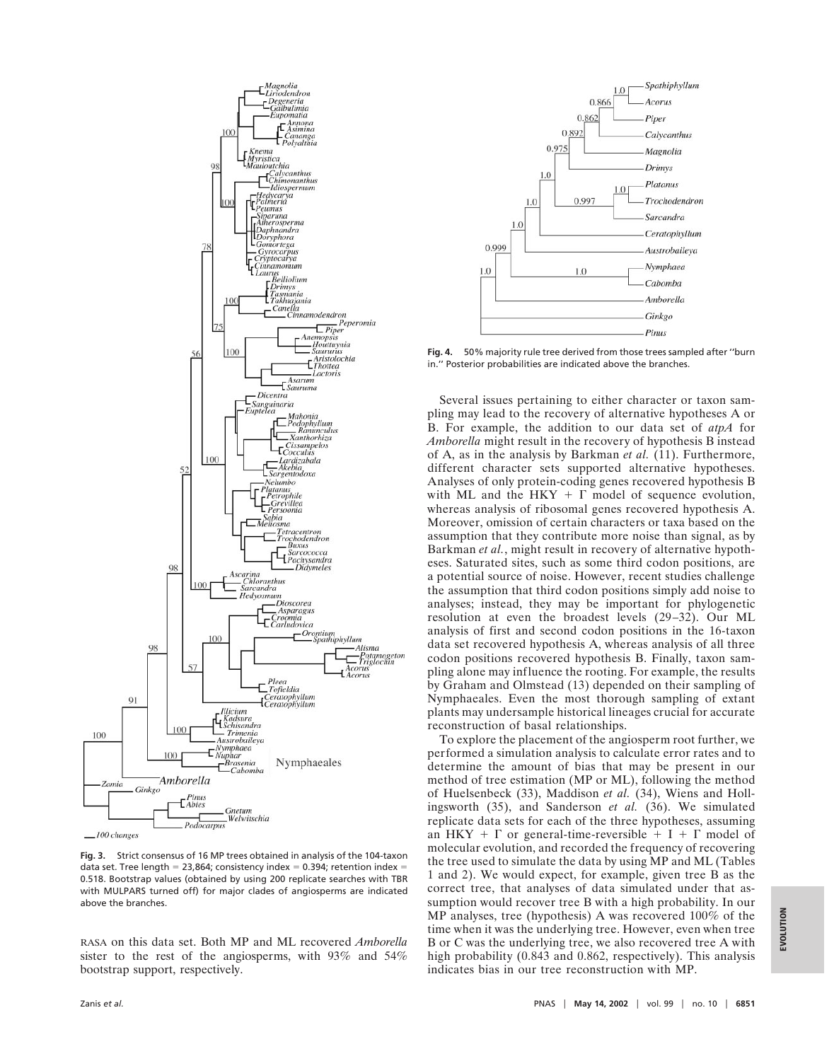**Fig. 3.** Strict consensus of 16 MP trees obtained in analysis of the 104-taxon data set. Tree length = 23,864; consistency index = 0.394; retention index = 0.518. Bootstrap values (obtained by using 200 replicate searches with TBR with MULPARS turned off) for major clades of angiosperms are indicated above the branches.

RASA on this data set. Both MP and ML recovered *Amborella* sister to the rest of the angiosperms, with 93% and 54% bootstrap support, respectively.

**Fig. 4.** 50% majority rule tree derived from those trees sampled after "burn in." Posterior probabilities are indicated above the branches.

Several issues pertaining to either character or taxon sampling may lead to the recovery of alternative hypotheses A or B. For example, the addition to our data set of *atpA* for *Amborella* might result in the recovery of hypothesis B instead of A, as in the analysis by Barkman *et al.* (11). Furthermore, different character sets supported alternative hypotheses. Analyses of only protein-coding genes recovered hypothesis B with ML and the HKY + $\Gamma$ model of sequence evolution, whereas analysis of ribosomal genes recovered hypothesis A. Moreover, omission of certain characters or taxa based on the assumption that they contribute more noise than signal, as by Barkman *et al.*, might result in recovery of alternative hypotheses. Saturated sites, such as some third codon positions, are a potential source of noise. However, recent studies challenge the assumption that third codon positions simply add noise to analyses; instead, they may be important for phylogenetic resolution at even the broadest levels (29–32). Our ML analysis of first and second codon positions in the 16-taxon data set recovered hypothesis A, whereas analysis of all three codon positions recovered hypothesis B. Finally, taxon sampling alone may influence the rooting. For example, the results by Graham and Olmstead (13) depended on their sampling of Nymphaeales. Even the most thorough sampling of extant plants may undersample historical lineages crucial for accurate reconstruction of basal relationships.

To explore the placement of the angiosperm root further, we performed a simulation analysis to calculate error rates and to determine the amount of bias that may be present in our method of tree estimation (MP or ML), following the method of Huelsenbeck (33), Maddison *et al.* (34), Wiens and Hollingsworth (35), and Sanderson *et al.* (36). We simulated replicate data sets for each of the three hypotheses, assuming an HKY + $\Gamma$ or general-time-reversible + I + $\Gamma$ model of molecular evolution, and recorded the frequency of recovering the tree used to simulate the data by using MP and ML (Tables 1 and 2). We would expect, for example, given tree B as the correct tree, that analyses of data simulated under that assumption would recover tree B with a high probability. In our MP analyses, tree (hypothesis) A was recovered 100% of the time when it was the underlying tree. However, even when tree B or C was the underlying tree, we also recovered tree A with high probability (0.843 and 0.862, respectively). This analysis indicates bias in our tree reconstruction with MP.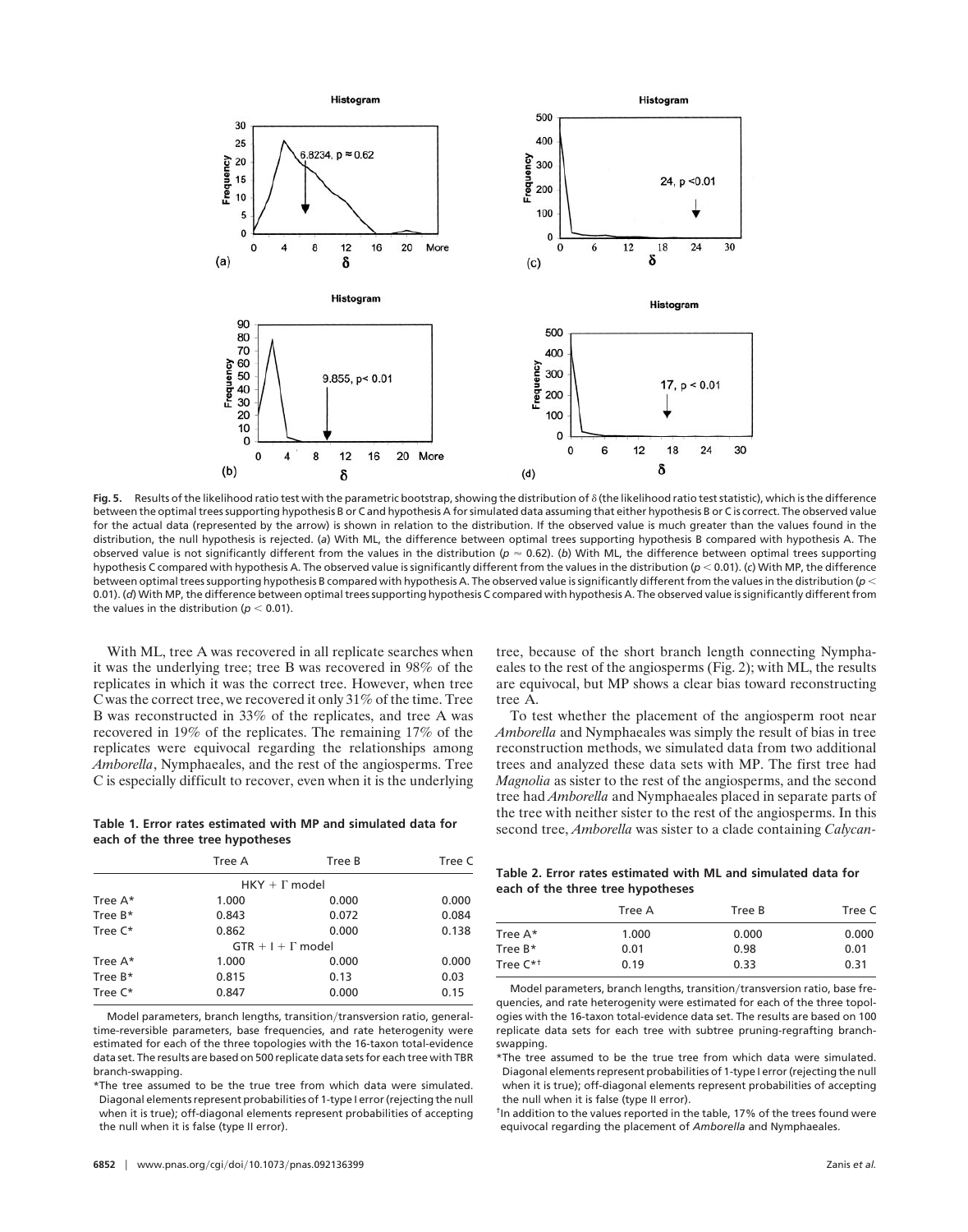**Fig. 5.** Results of the likelihood ratio test with the parametric bootstrap, showing the distribution of δ (the likelihood ratio test statistic), which is the difference between the optimal trees supporting hypothesis B or C and hypothesis A for simulated data assuming that either hypothesis B or C is correct. The observed value for the actual data (represented by the arrow) is shown in relation to the distribution. If the observed value is much greater than the values found in the distribution, the null hypothesis is rejected. (*a*) With ML, the difference between optimal trees supporting hypothesis B compared with hypothesis A. The observed value is not significantly different from the values in the distribution ($p \approx 0.62$). (*b*) With ML, the difference between optimal trees supporting hypothesis C compared with hypothesis A. The observed value is significantly different from the values in the distribution ($p < 0.01$). (*c*) With MP, the difference between optimal trees supporting hypothesis B compared with hypothesis A. The observed value is significantly different from the values in the distribution ($p < 0.01$). (*d*) With MP, the difference between optimal trees supporting hypothesis C compared with hypothesis A. The observed value is significantly different from the values in the distribution ($p < 0.01$).

With ML, tree A was recovered in all replicate searches when it was the underlying tree; tree B was recovered in 98% of the replicates in which it was the correct tree. However, when tree C was the correct tree, we recovered it only 31% of the time. Tree B was reconstructed in 33% of the replicates, and tree A was recovered in 19% of the replicates. The remaining 17% of the replicates were equivocal regarding the relationships among *Amborella*, Nymphaeales, and the rest of the angiosperms. Tree C is especially difficult to recover, even when it is the underlying tree, because of the short branch length connecting Nymphaeales to the rest of the angiosperms (Fig. 2); with ML, the results are equivocal, but MP shows a clear bias toward reconstructing tree A.

**Table 1. Error rates estimated with MP and simulated data for each of the three tree hypotheses**

| | Tree A | Tree B | Tree C |
|---|---|---|---|
| | HKY + Γ model | | |
| Tree A* | 1.000 | 0.000 | 0.000 |
| Tree B* | 0.843 | 0.072 | 0.084 |
| Tree C* | 0.862 | 0.000 | 0.138 |
| | GTR + I + Γ model | | |
| Tree A* | 1.000 | 0.000 | 0.000 |
| Tree B* | 0.815 | 0.13 | 0.03 |
| Tree C* | 0.847 | 0.000 | 0.15 |

Model parameters, branch lengths, transition/transversion ratio, general-time-reversible parameters, base frequencies, and rate heterogenity were estimated for each of the three topologies with the 16-taxon total-evidence data set. The results are based on 500 replicate data sets for each tree with TBR branch-swapping.

*The tree assumed to be the true tree from which data were simulated. Diagonal elements represent probabilities of 1-type I error (rejecting the null when it is true); off-diagonal elements represent probabilities of accepting the null when it is false (type II error).

To test whether the placement of the angiosperm root near *Amborella* and Nymphaeales was simply the result of bias in tree reconstruction methods, we simulated data from two additional trees and analyzed these data sets with MP. The first tree had *Magnolia* as sister to the rest of the angiosperms, and the second tree had *Amborella* and Nymphaeales placed in separate parts of the tree with neither sister to the rest of the angiosperms. In this second tree, *Amborella* was sister to a clade containing *Calycan-*

**Table 2. Error rates estimated with ML and simulated data for each of the three tree hypotheses**

| | Tree A | Tree B | Tree C |
|---|---|---|---|
| Tree A* | 1.000 | 0.000 | 0.000 |
| Tree B* | 0.01 | 0.98 | 0.01 |
| Tree C*† | 0.19 | 0.33 | 0.31 |

Model parameters, branch lengths, transition/transversion ratio, base frequencies, and rate heterogenity were estimated for each of the three topologies with the 16-taxon total-evidence data set. The results are based on 100 replicate data sets for each tree with subtree pruning-regrafting branch-swapping.

*The tree assumed to be the true tree from which data were simulated. Diagonal elements represent probabilities of 1-type I error (rejecting the null when it is true); off-diagonal elements represent probabilities of accepting the null when it is false (type II error).

†In addition to the values reported in the table, 17% of the trees found were equivocal regarding the placement of *Amborella* and Nymphaeales.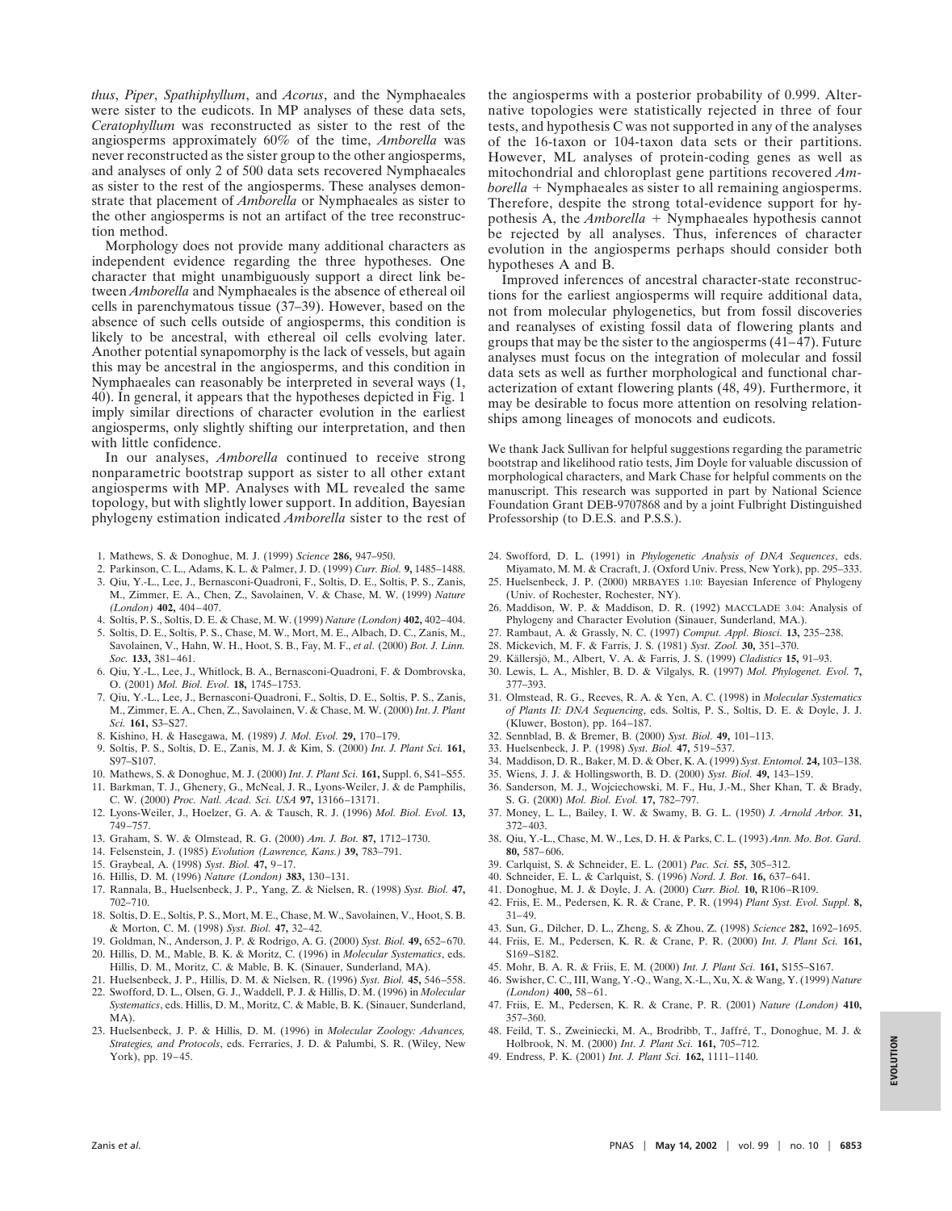*thus*, *Piper*, *Spathiphyllum*, and *Acorus*, and the Nymphaeales were sister to the eudicots. In MP analyses of these data sets, *Ceratophyllum* was reconstructed as sister to the rest of the angiosperms approximately 60% of the time, *Amborella* was never reconstructed as the sister group to the other angiosperms, and analyses of only 2 of 500 data sets recovered Nymphaeales as sister to the rest of the angiosperms. These analyses demonstrate that placement of *Amborella* or Nymphaeales as sister to the other angiosperms is not an artifact of the tree reconstruction method.

Morphology does not provide many additional characters as independent evidence regarding the three hypotheses. One character that might unambiguously support a direct link between *Amborella* and Nymphaeales is the absence of ethereal oil cells in parenchymatous tissue (37–39). However, based on the absence of such cells outside of angiosperms, this condition is likely to be ancestral, with ethereal oil cells evolving later. Another potential synapomorphy is the lack of vessels, but again this may be ancestral in the angiosperms, and this condition in Nymphaeales can reasonably be interpreted in several ways (1, 40). In general, it appears that the hypotheses depicted in Fig. 1 imply similar directions of character evolution in the earliest angiosperms, only slightly shifting our interpretation, and then with little confidence.

In our analyses, *Amborella* continued to receive strong nonparametric bootstrap support as sister to all other extant angiosperms with MP. Analyses with ML revealed the same topology, but with slightly lower support. In addition, Bayesian phylogeny estimation indicated *Amborella* sister to the rest of the angiosperms with a posterior probability of 0.999. Alternative topologies were statistically rejected in three of four tests, and hypothesis C was not supported in any of the analyses of the 16-taxon or 104-taxon data sets or their partitions. However, ML analyses of protein-coding genes as well as mitochondrial and chloroplast gene partitions recovered *Amborella* + Nymphaeales as sister to all remaining angiosperms. Therefore, despite the strong total-evidence support for hypothesis A, the *Amborella* + Nymphaeales hypothesis cannot be rejected by all analyses. Thus, inferences of character evolution in the angiosperms perhaps should consider both hypotheses A and B.

Improved inferences of ancestral character-state reconstructions for the earliest angiosperms will require additional data, not from molecular phylogenetics, but from fossil discoveries and reanalyses of existing fossil data of flowering plants and groups that may be the sister to the angiosperms (41–47). Future analyses must focus on the integration of molecular and fossil data sets as well as further morphological and functional characterization of extant flowering plants (48, 49). Furthermore, it may be desirable to focus more attention on resolving relationships among lineages of monocots and eudicots.

We thank Jack Sullivan for helpful suggestions regarding the parametric bootstrap and likelihood ratio tests, Jim Doyle for valuable discussion of morphological characters, and Mark Chase for helpful comments on the manuscript. This research was supported in part by National Science Foundation Grant DEB-9707868 and by a joint Fulbright Distinguished Professorship (to D.E.S. and P.S.S.).

1. Mathews, S. & Donoghue, M. J. (1999) *Science* **286,** 947–950.
2. Parkinson, C. L., Adams, K. L. & Palmer, J. D. (1999) *Curr. Biol.* **9,** 1485–1488.
3. Qiu, Y.-L., Lee, J., Bernasconi-Quadroni, F., Soltis, D. E., Soltis, P. S., Zanis, M., Zimmer, E. A., Chen, Z., Savolainen, V. & Chase, M. W. (1999) *Nature (London)* **402,** 404–407.
4. Soltis, P. S., Soltis, D. E. & Chase, M. W. (1999) *Nature (London)* **402,** 402–404.
5. Soltis, D. E., Soltis, P. S., Chase, M. W., Mort, M. E., Albach, D. C., Zanis, M., Savolainen, V., Hahn, W. H., Hoot, S. B., Fay, M. F., *et al.* (2000) *Bot. J. Linn. Soc.* **133,** 381–461.
6. Qiu, Y.-L., Lee, J., Whitlock, B. A., Bernasconi-Quadroni, F. & Dombrovska, O. (2001) *Mol. Biol. Evol.* **18,** 1745–1753.
7. Qiu, Y.-L., Lee, J., Bernasconi-Quadroni, F., Soltis, D. E., Soltis, P. S., Zanis, M., Zimmer, E. A., Chen, Z., Savolainen, V. & Chase, M. W. (2000) *Int. J. Plant Sci.* **161,** S3–S27.
8. Kishino, H. & Hasegawa, M. (1989) *J. Mol. Evol.* **29,** 170–179.
9. Soltis, P. S., Soltis, D. E., Zanis, M. J. & Kim, S. (2000) *Int. J. Plant Sci.* **161,** S97–S107.
10. Mathews, S. & Donoghue, M. J. (2000) *Int. J. Plant Sci.* **161,** Suppl. 6, S41–S55.
11. Barkman, T. J., Ghenery, G., McNeal, J. R., Lyons-Weiler, J. & de Pamphilis, C. W. (2000) *Proc. Natl. Acad. Sci. USA* **97,** 13166–13171.
12. Lyons-Weiler, J., Hoelzer, G. A. & Tausch, R. J. (1996) *Mol. Biol. Evol.* **13,** 749–757.
13. Graham, S. W. & Olmstead, R. G. (2000) *Am. J. Bot.* **87,** 1712–1730.
14. Felsenstein, J. (1985) *Evolution (Lawrence, Kans.)* **39,** 783–791.
15. Graybeal, A. (1998) *Syst. Biol.* **47,** 9–17.
16. Hillis, D. M. (1996) *Nature (London)* **383,** 130–131.
17. Rannala, B., Huelsenbeck, J. P., Yang, Z. & Nielsen, R. (1998) *Syst. Biol.* **47,** 702–710.
18. Soltis, D. E., Soltis, P. S., Mort, M. E., Chase, M. W., Savolainen, V., Hoot, S. B. & Morton, C. M. (1998) *Syst. Biol.* **47,** 32–42.
19. Goldman, N., Anderson, J. P. & Rodrigo, A. G. (2000) *Syst. Biol.* **49,** 652–670.
20. Hillis, D. M., Mable, B. K. & Moritz, C. (1996) in *Molecular Systematics*, eds. Hillis, D. M., Moritz, C. & Mable, B. K. (Sinauer, Sunderland, MA).
21. Huelsenbeck, J. P., Hillis, D. M. & Nielsen, R. (1996) *Syst. Biol.* **45,** 546–558.
22. Swofford, D. L., Olsen, G. J., Waddell, P. J. & Hillis, D. M. (1996) in *Molecular Systematics*, eds. Hillis, D. M., Moritz, C. & Mable, B. K. (Sinauer, Sunderland, MA).
23. Huelsenbeck, J. P. & Hillis, D. M. (1996) in *Molecular Zoology: Advances, Strategies, and Protocols*, eds. Ferraries, J. D. & Palumbi, S. R. (Wiley, New York), pp. 19–45.
24. Swofford, D. L. (1991) in *Phylogenetic Analysis of DNA Sequences*, eds. Miyamato, M. M. & Cracraft, J. (Oxford Univ. Press, New York), pp. 295–333.
25. Huelsenbeck, J. P. (2000) MRBAYES 1.10: Bayesian Inference of Phylogeny (Univ. of Rochester, Rochester, NY).
26. Maddison, W. P. & Maddison, D. R. (1992) MACCLADE 3.04: Analysis of Phylogeny and Character Evolution (Sinauer, Sunderland, MA.).
27. Rambaut, A. & Grassly, N. C. (1997) *Comput. Appl. Biosci.* **13,** 235–238.
28. Mickevich, M. F. & Farris, J. S. (1981) *Syst. Zool.* **30,** 351–370.
29. Källersjö, M., Albert, V. A. & Farris, J. S. (1999) *Cladistics* **15,** 91–93.
30. Lewis, L. A., Mishler, B. D. & Vilgalys, R. (1997) *Mol. Phylogenet. Evol.* **7,** 377–393.
31. Olmstead, R. G., Reeves, R. A. & Yen, A. C. (1998) in *Molecular Systematics of Plants II: DNA Sequencing*, eds. Soltis, P. S., Soltis, D. E. & Doyle, J. J. (Kluwer, Boston), pp. 164–187.
32. Sennblad, B. & Bremer, B. (2000) *Syst. Biol.* **49,** 101–113.
33. Huelsenbeck, J. P. (1998) *Syst. Biol.* **47,** 519–537.
34. Maddison, D. R., Baker, M. D. & Ober, K. A. (1999) *Syst. Entomol.* **24,** 103–138.
35. Wiens, J. J. & Hollingsworth, B. D. (2000) *Syst. Biol.* **49,** 143–159.
36. Sanderson, M. J., Wojciechowski, M. F., Hu, J.-M., Sher Khan, T. & Brady, S. G. (2000) *Mol. Biol. Evol.* **17,** 782–797.
37. Money, L. L., Bailey, I. W. & Swamy, B. G. L. (1950) *J. Arnold Arbor.* **31,** 372–403.
38. Qiu, Y.-L., Chase, M. W., Les, D. H. & Parks, C. L. (1993) *Ann. Mo. Bot. Gard.* **80,** 587–606.
39. Carlquist, S. & Schneider, E. L. (2001) *Pac. Sci.* **55,** 305–312.
40. Schneider, E. L. & Carlquist, S. (1996) *Nord. J. Bot.* **16,** 637–641.
41. Donoghue, M. J. & Doyle, J. A. (2000) *Curr. Biol.* **10,** R106–R109.
42. Friis, E. M., Pedersen, K. R. & Crane, P. R. (1994) *Plant Syst. Evol. Suppl.* **8,** 31–49.
43. Sun, G., Dilcher, D. L., Zheng, S. & Zhou, Z. (1998) *Science* **282,** 1692–1695.
44. Friis, E. M., Pedersen, K. R. & Crane, P. R. (2000) *Int. J. Plant Sci.* **161,** S169–S182.
45. Mohr, B. A. R. & Friis, E. M. (2000) *Int. J. Plant Sci.* **161,** S155–S167.
46. Swisher, C. C., III, Wang, Y.-Q., Wang, X.-L., Xu, X. & Wang, Y. (1999) *Nature (London)* **400,** 58–61.
47. Friis, E. M., Pedersen, K. R. & Crane, P. R. (2001) *Nature (London)* **410,** 357–360.
48. Feild, T. S., Zweiniecki, M. A., Brodribb, T., Jaffré, T., Donoghue, M. J. & Holbrook, N. M. (2000) *Int. J. Plant Sci.* **161,** 705–712.
49. Endress, P. K. (2001) *Int. J. Plant Sci.* **162,** 1111–1140.